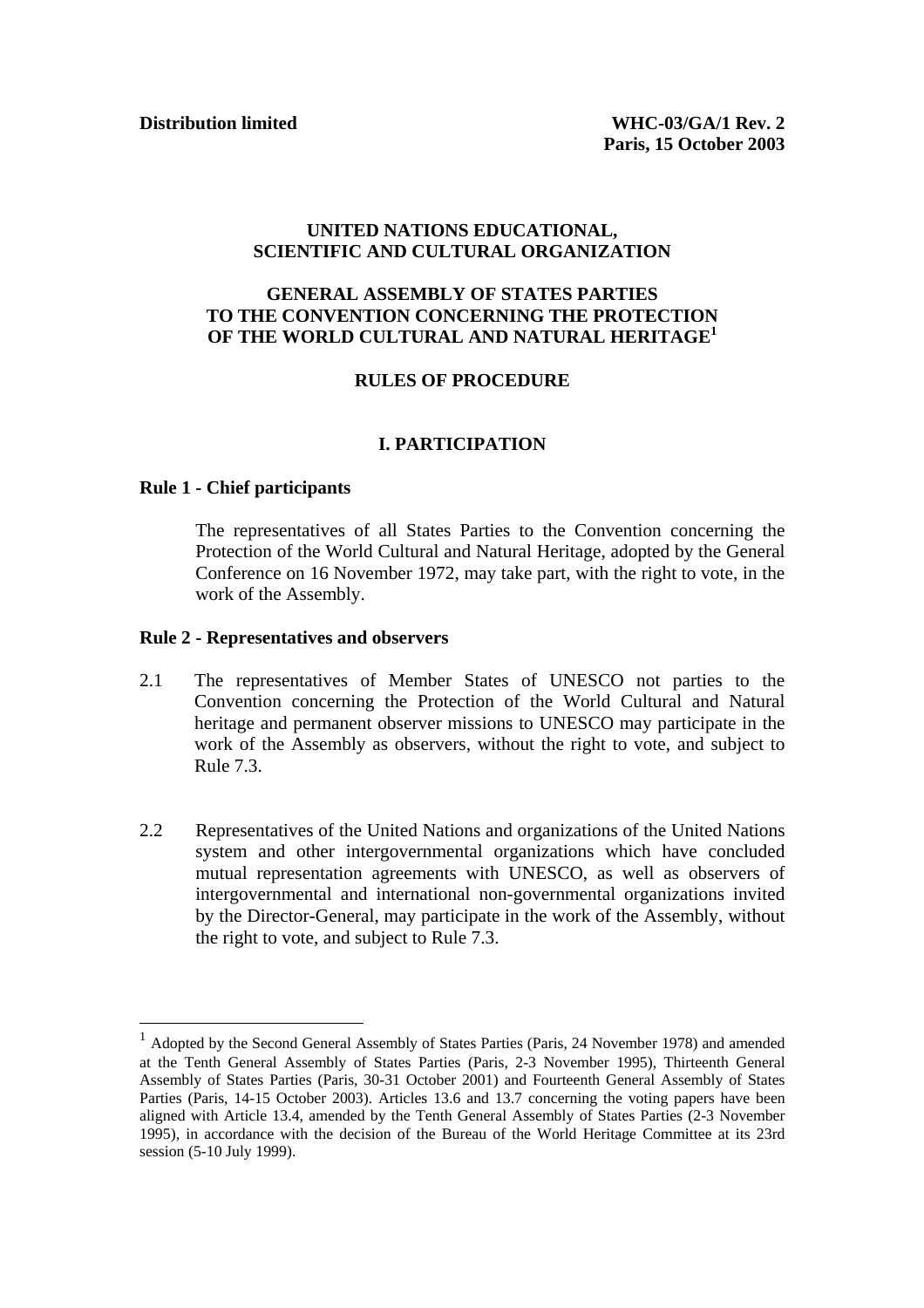**Distribution limited**

**WHC-03/GA/1 Rev. 2**
**Paris, 15 October 2003**

**UNITED NATIONS EDUCATIONAL, SCIENTIFIC AND CULTURAL ORGANIZATION**

**GENERAL ASSEMBLY OF STATES PARTIES TO THE CONVENTION CONCERNING THE PROTECTION OF THE WORLD CULTURAL AND NATURAL HERITAGE[1]**

**RULES OF PROCEDURE**

## I. PARTICIPATION

### Rule 1 - Chief participants

The representatives of all States Parties to the Convention concerning the Protection of the World Cultural and Natural Heritage, adopted by the General Conference on 16 November 1972, may take part, with the right to vote, in the work of the Assembly.

### Rule 2 - Representatives and observers

2.1 The representatives of Member States of UNESCO not parties to the Convention concerning the Protection of the World Cultural and Natural heritage and permanent observer missions to UNESCO may participate in the work of the Assembly as observers, without the right to vote, and subject to Rule 7.3.

2.2 Representatives of the United Nations and organizations of the United Nations system and other intergovernmental organizations which have concluded mutual representation agreements with UNESCO, as well as observers of intergovernmental and international non-governmental organizations invited by the Director-General, may participate in the work of the Assembly, without the right to vote, and subject to Rule 7.3.

---

[1] Adopted by the Second General Assembly of States Parties (Paris, 24 November 1978) and amended at the Tenth General Assembly of States Parties (Paris, 2-3 November 1995), Thirteenth General Assembly of States Parties (Paris, 30-31 October 2001) and Fourteenth General Assembly of States Parties (Paris, 14-15 October 2003). Articles 13.6 and 13.7 concerning the voting papers have been aligned with Article 13.4, amended by the Tenth General Assembly of States Parties (2-3 November 1995), in accordance with the decision of the Bureau of the World Heritage Committee at its 23rd session (5-10 July 1999).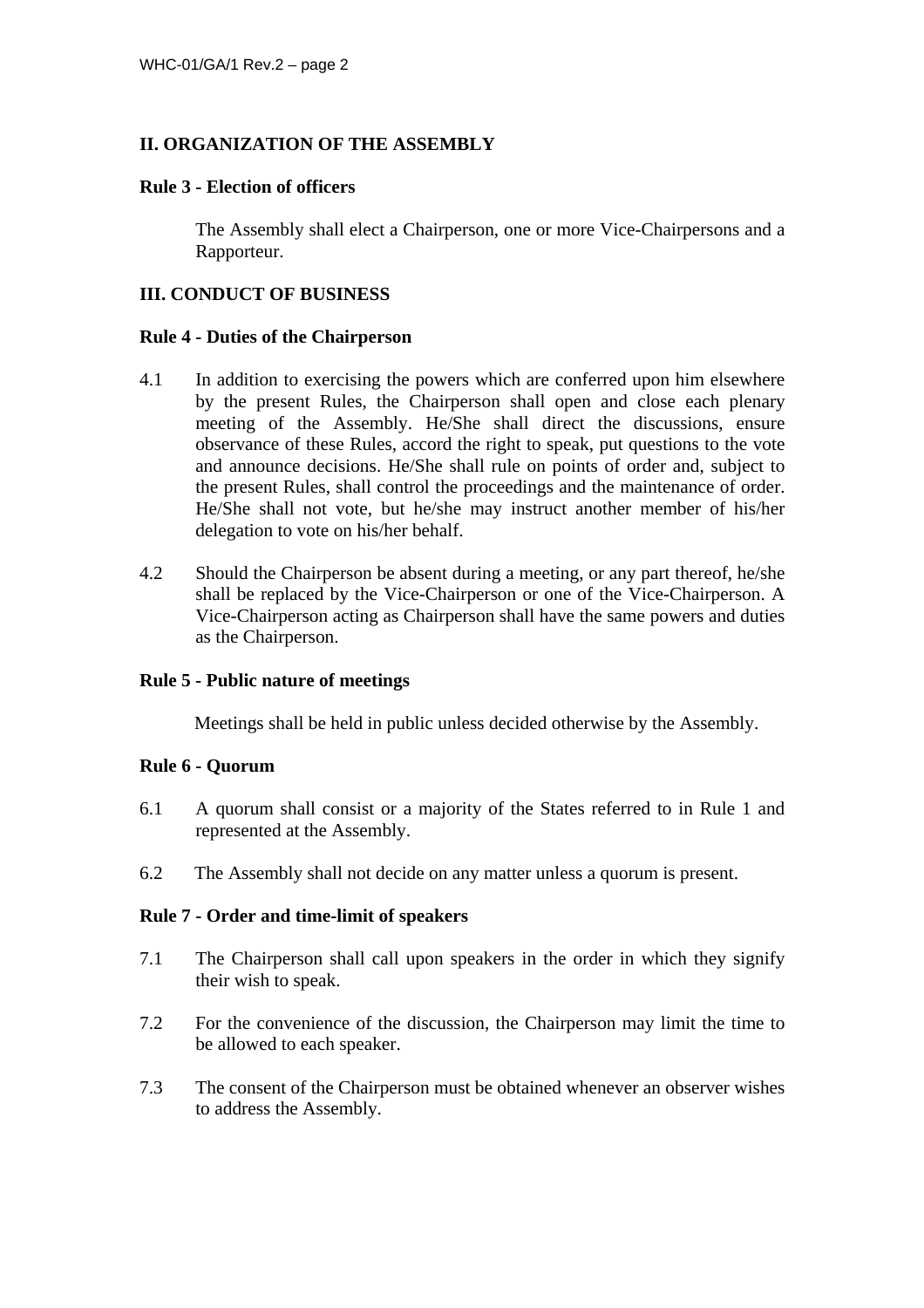## II. ORGANIZATION OF THE ASSEMBLY

### Rule 3 - Election of officers

The Assembly shall elect a Chairperson, one or more Vice-Chairpersons and a Rapporteur.

## III. CONDUCT OF BUSINESS

### Rule 4 - Duties of the Chairperson

4.1 In addition to exercising the powers which are conferred upon him elsewhere by the present Rules, the Chairperson shall open and close each plenary meeting of the Assembly. He/She shall direct the discussions, ensure observance of these Rules, accord the right to speak, put questions to the vote and announce decisions. He/She shall rule on points of order and, subject to the present Rules, shall control the proceedings and the maintenance of order. He/She shall not vote, but he/she may instruct another member of his/her delegation to vote on his/her behalf.

4.2 Should the Chairperson be absent during a meeting, or any part thereof, he/she shall be replaced by the Vice-Chairperson or one of the Vice-Chairperson. A Vice-Chairperson acting as Chairperson shall have the same powers and duties as the Chairperson.

### Rule 5 - Public nature of meetings

Meetings shall be held in public unless decided otherwise by the Assembly.

### Rule 6 - Quorum

6.1 A quorum shall consist or a majority of the States referred to in Rule 1 and represented at the Assembly.

6.2 The Assembly shall not decide on any matter unless a quorum is present.

### Rule 7 - Order and time-limit of speakers

7.1 The Chairperson shall call upon speakers in the order in which they signify their wish to speak.

7.2 For the convenience of the discussion, the Chairperson may limit the time to be allowed to each speaker.

7.3 The consent of the Chairperson must be obtained whenever an observer wishes to address the Assembly.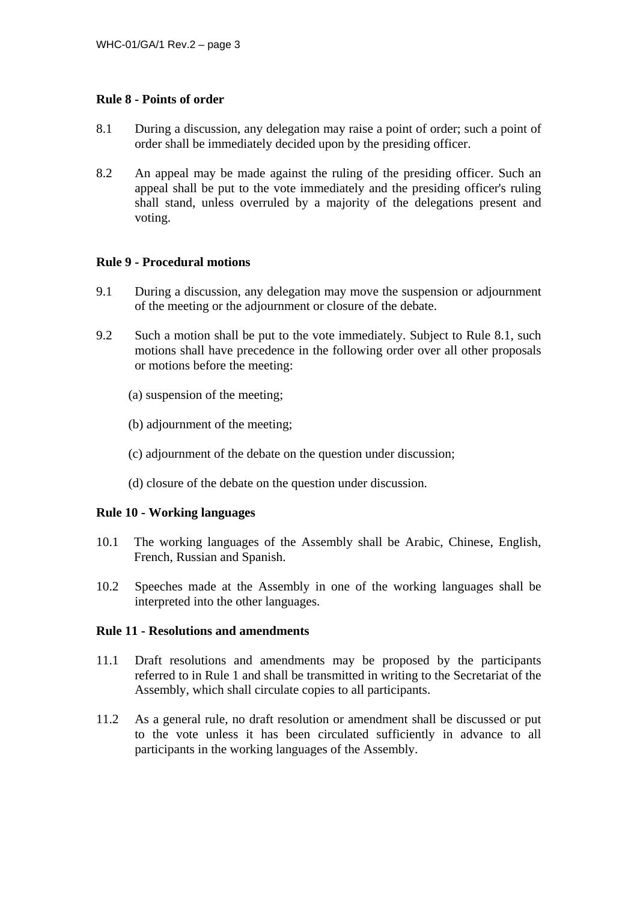**Rule 8 - Points of order**

8.1 During a discussion, any delegation may raise a point of order; such a point of order shall be immediately decided upon by the presiding officer.

8.2 An appeal may be made against the ruling of the presiding officer. Such an appeal shall be put to the vote immediately and the presiding officer's ruling shall stand, unless overruled by a majority of the delegations present and voting.

**Rule 9 - Procedural motions**

9.1 During a discussion, any delegation may move the suspension or adjournment of the meeting or the adjournment or closure of the debate.

9.2 Such a motion shall be put to the vote immediately. Subject to Rule 8.1, such motions shall have precedence in the following order over all other proposals or motions before the meeting:

(a) suspension of the meeting;

(b) adjournment of the meeting;

(c) adjournment of the debate on the question under discussion;

(d) closure of the debate on the question under discussion.

**Rule 10 - Working languages**

10.1 The working languages of the Assembly shall be Arabic, Chinese, English, French, Russian and Spanish.

10.2 Speeches made at the Assembly in one of the working languages shall be interpreted into the other languages.

**Rule 11 - Resolutions and amendments**

11.1 Draft resolutions and amendments may be proposed by the participants referred to in Rule 1 and shall be transmitted in writing to the Secretariat of the Assembly, which shall circulate copies to all participants.

11.2 As a general rule, no draft resolution or amendment shall be discussed or put to the vote unless it has been circulated sufficiently in advance to all participants in the working languages of the Assembly.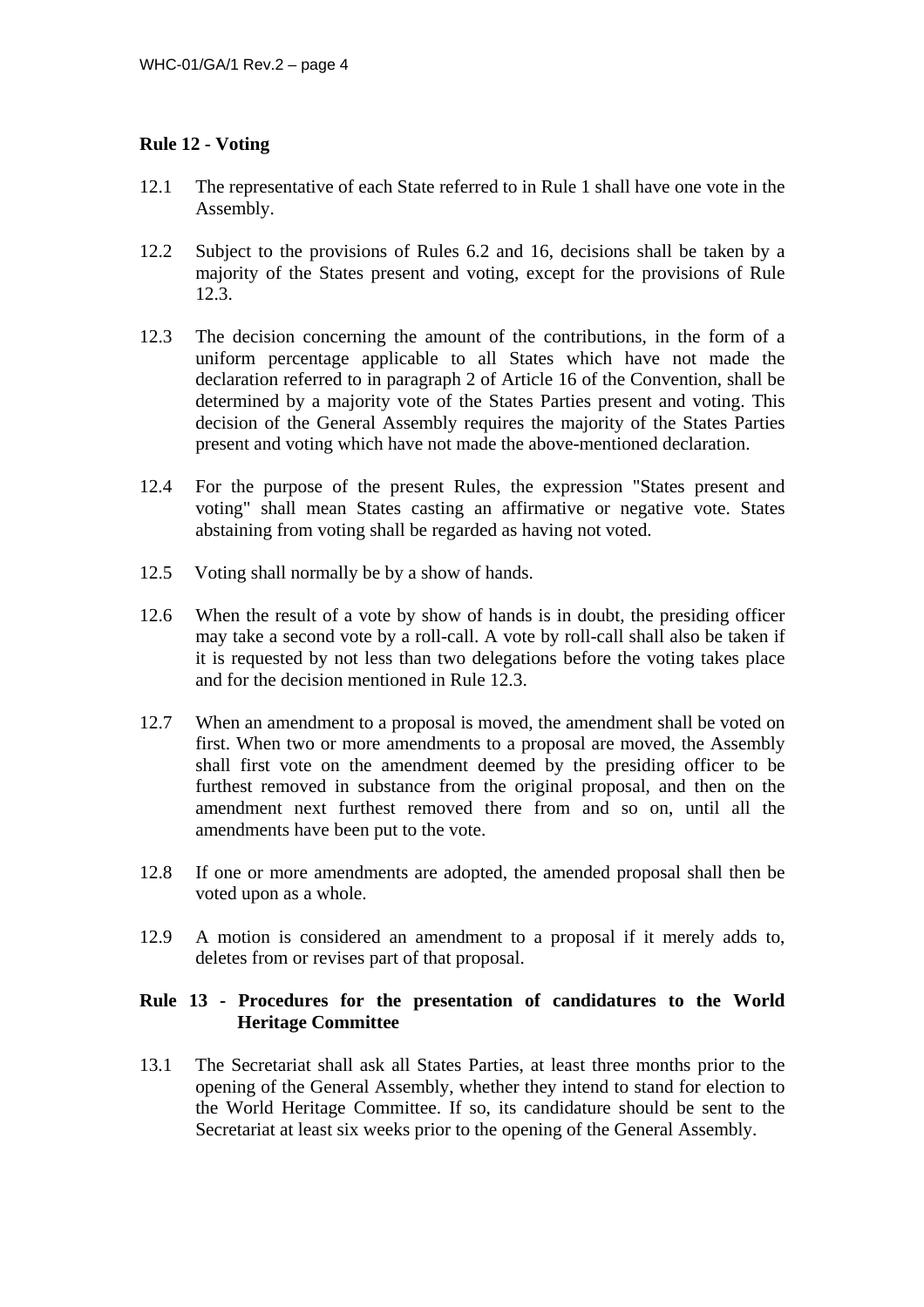**Rule 12 - Voting**

12.1 The representative of each State referred to in Rule 1 shall have one vote in the Assembly.

12.2 Subject to the provisions of Rules 6.2 and 16, decisions shall be taken by a majority of the States present and voting, except for the provisions of Rule 12.3.

12.3 The decision concerning the amount of the contributions, in the form of a uniform percentage applicable to all States which have not made the declaration referred to in paragraph 2 of Article 16 of the Convention, shall be determined by a majority vote of the States Parties present and voting. This decision of the General Assembly requires the majority of the States Parties present and voting which have not made the above-mentioned declaration.

12.4 For the purpose of the present Rules, the expression "States present and voting" shall mean States casting an affirmative or negative vote. States abstaining from voting shall be regarded as having not voted.

12.5 Voting shall normally be by a show of hands.

12.6 When the result of a vote by show of hands is in doubt, the presiding officer may take a second vote by a roll-call. A vote by roll-call shall also be taken if it is requested by not less than two delegations before the voting takes place and for the decision mentioned in Rule 12.3.

12.7 When an amendment to a proposal is moved, the amendment shall be voted on first. When two or more amendments to a proposal are moved, the Assembly shall first vote on the amendment deemed by the presiding officer to be furthest removed in substance from the original proposal, and then on the amendment next furthest removed there from and so on, until all the amendments have been put to the vote.

12.8 If one or more amendments are adopted, the amended proposal shall then be voted upon as a whole.

12.9 A motion is considered an amendment to a proposal if it merely adds to, deletes from or revises part of that proposal.

**Rule 13 - Procedures for the presentation of candidatures to the World Heritage Committee**

13.1 The Secretariat shall ask all States Parties, at least three months prior to the opening of the General Assembly, whether they intend to stand for election to the World Heritage Committee. If so, its candidature should be sent to the Secretariat at least six weeks prior to the opening of the General Assembly.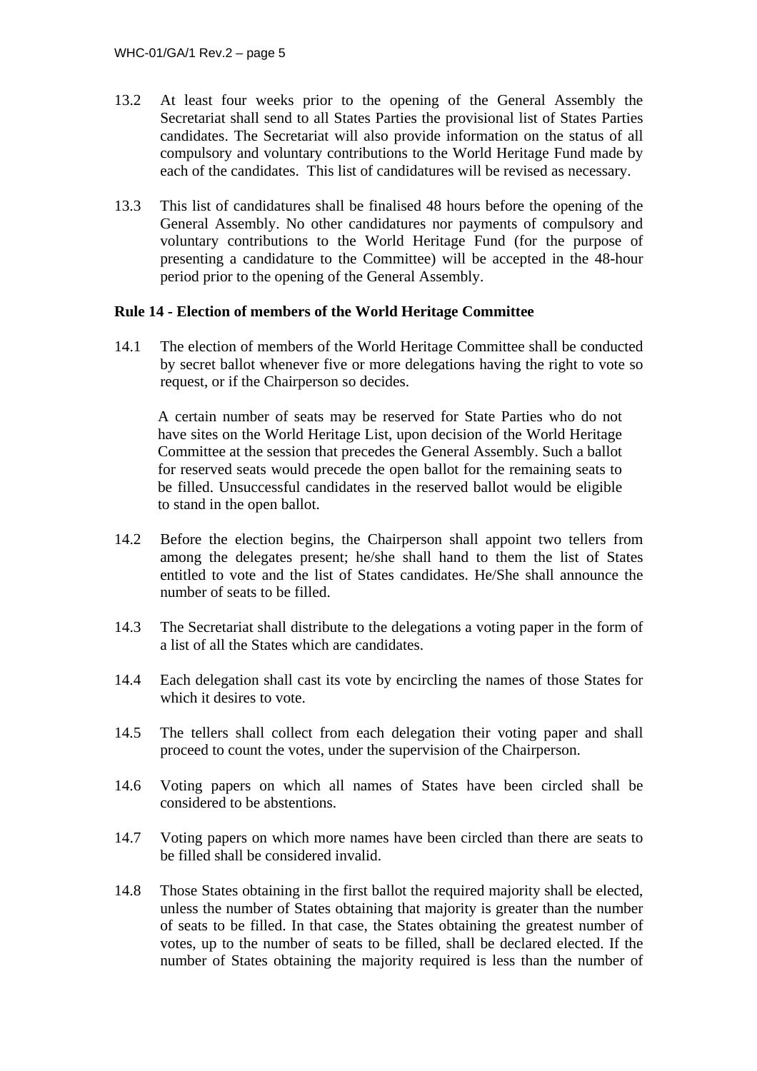13.2 At least four weeks prior to the opening of the General Assembly the Secretariat shall send to all States Parties the provisional list of States Parties candidates. The Secretariat will also provide information on the status of all compulsory and voluntary contributions to the World Heritage Fund made by each of the candidates. This list of candidatures will be revised as necessary.

13.3 This list of candidatures shall be finalised 48 hours before the opening of the General Assembly. No other candidatures nor payments of compulsory and voluntary contributions to the World Heritage Fund (for the purpose of presenting a candidature to the Committee) will be accepted in the 48-hour period prior to the opening of the General Assembly.

**Rule 14 - Election of members of the World Heritage Committee**

14.1 The election of members of the World Heritage Committee shall be conducted by secret ballot whenever five or more delegations having the right to vote so request, or if the Chairperson so decides.

A certain number of seats may be reserved for State Parties who do not have sites on the World Heritage List, upon decision of the World Heritage Committee at the session that precedes the General Assembly. Such a ballot for reserved seats would precede the open ballot for the remaining seats to be filled. Unsuccessful candidates in the reserved ballot would be eligible to stand in the open ballot.

14.2 Before the election begins, the Chairperson shall appoint two tellers from among the delegates present; he/she shall hand to them the list of States entitled to vote and the list of States candidates. He/She shall announce the number of seats to be filled.

14.3 The Secretariat shall distribute to the delegations a voting paper in the form of a list of all the States which are candidates.

14.4 Each delegation shall cast its vote by encircling the names of those States for which it desires to vote.

14.5 The tellers shall collect from each delegation their voting paper and shall proceed to count the votes, under the supervision of the Chairperson.

14.6 Voting papers on which all names of States have been circled shall be considered to be abstentions.

14.7 Voting papers on which more names have been circled than there are seats to be filled shall be considered invalid.

14.8 Those States obtaining in the first ballot the required majority shall be elected, unless the number of States obtaining that majority is greater than the number of seats to be filled. In that case, the States obtaining the greatest number of votes, up to the number of seats to be filled, shall be declared elected. If the number of States obtaining the majority required is less than the number of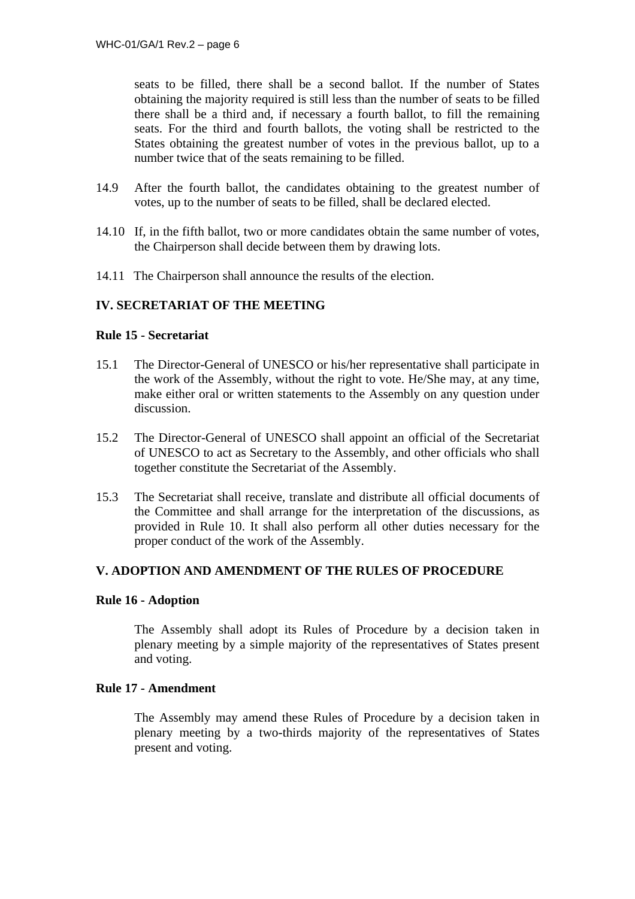seats to be filled, there shall be a second ballot. If the number of States obtaining the majority required is still less than the number of seats to be filled there shall be a third and, if necessary a fourth ballot, to fill the remaining seats. For the third and fourth ballots, the voting shall be restricted to the States obtaining the greatest number of votes in the previous ballot, up to a number twice that of the seats remaining to be filled.

14.9 After the fourth ballot, the candidates obtaining to the greatest number of votes, up to the number of seats to be filled, shall be declared elected.

14.10 If, in the fifth ballot, two or more candidates obtain the same number of votes, the Chairperson shall decide between them by drawing lots.

14.11 The Chairperson shall announce the results of the election.

## IV. SECRETARIAT OF THE MEETING

### Rule 15 - Secretariat

15.1 The Director-General of UNESCO or his/her representative shall participate in the work of the Assembly, without the right to vote. He/She may, at any time, make either oral or written statements to the Assembly on any question under discussion.

15.2 The Director-General of UNESCO shall appoint an official of the Secretariat of UNESCO to act as Secretary to the Assembly, and other officials who shall together constitute the Secretariat of the Assembly.

15.3 The Secretariat shall receive, translate and distribute all official documents of the Committee and shall arrange for the interpretation of the discussions, as provided in Rule 10. It shall also perform all other duties necessary for the proper conduct of the work of the Assembly.

## V. ADOPTION AND AMENDMENT OF THE RULES OF PROCEDURE

### Rule 16 - Adoption

The Assembly shall adopt its Rules of Procedure by a decision taken in plenary meeting by a simple majority of the representatives of States present and voting.

### Rule 17 - Amendment

The Assembly may amend these Rules of Procedure by a decision taken in plenary meeting by a two-thirds majority of the representatives of States present and voting.